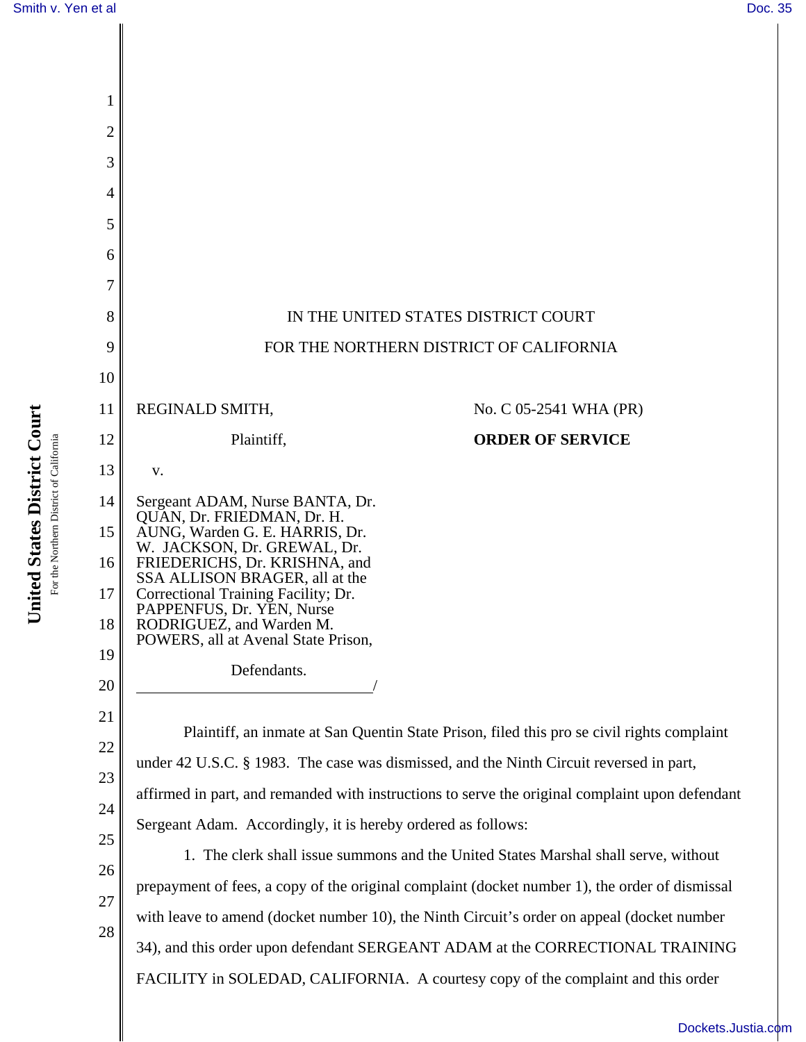IN THE UNITED STATES DISTRICT COURT

FOR THE NORTHERN DISTRICT OF CALIFORNIA

REGINALD SMITH,

Plaintiff,

v.

Sergeant ADAM, Nurse BANTA, Dr. QUAN, Dr. FRIEDMAN, Dr. H. AUNG, Warden G. E. HARRIS, Dr. W. JACKSON, Dr. GREWAL, Dr. FRIEDERICHS, Dr. KRISHNA, and SSA ALLISON BRAGER, all at the Correctional Training Facility; Dr. PAPPENFUS, Dr. YEN, Nurse RODRIGUEZ, and Warden M. POWERS, all at Avenal State Prison,

Defendants.

No. C 05-2541 WHA (PR)

**ORDER OF SERVICE**

Plaintiff, an inmate at San Quentin State Prison, filed this pro se civil rights complaint under 42 U.S.C. § 1983. The case was dismissed, and the Ninth Circuit reversed in part, affirmed in part, and remanded with instructions to serve the original complaint upon defendant Sergeant Adam. Accordingly, it is hereby ordered as follows:

1. The clerk shall issue summons and the United States Marshal shall serve, without prepayment of fees, a copy of the original complaint (docket number 1), the order of dismissal with leave to amend (docket number 10), the Ninth Circuit's order on appeal (docket number 34), and this order upon defendant SERGEANT ADAM at the CORRECTIONAL TRAINING FACILITY in SOLEDAD, CALIFORNIA. A courtesy copy of the complaint and this order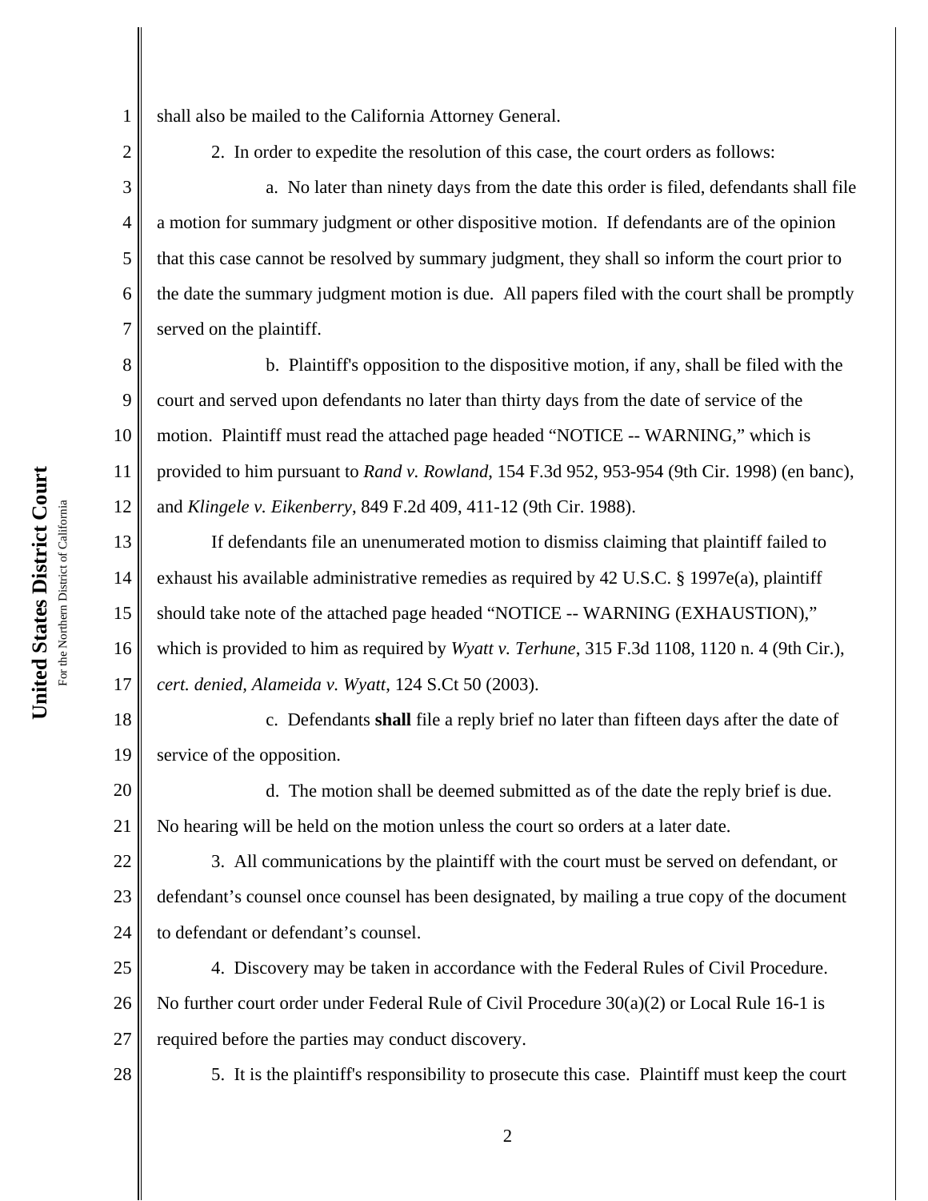shall also be mailed to the California Attorney General.

2. In order to expedite the resolution of this case, the court orders as follows:

a. No later than ninety days from the date this order is filed, defendants shall file a motion for summary judgment or other dispositive motion. If defendants are of the opinion that this case cannot be resolved by summary judgment, they shall so inform the court prior to the date the summary judgment motion is due. All papers filed with the court shall be promptly served on the plaintiff.

b. Plaintiff's opposition to the dispositive motion, if any, shall be filed with the court and served upon defendants no later than thirty days from the date of service of the motion. Plaintiff must read the attached page headed "NOTICE -- WARNING," which is provided to him pursuant to *Rand v. Rowland*, 154 F.3d 952, 953-954 (9th Cir. 1998) (en banc), and *Klingele v. Eikenberry*, 849 F.2d 409, 411-12 (9th Cir. 1988).

If defendants file an unenumerated motion to dismiss claiming that plaintiff failed to exhaust his available administrative remedies as required by 42 U.S.C. § 1997e(a), plaintiff should take note of the attached page headed "NOTICE -- WARNING (EXHAUSTION)," which is provided to him as required by *Wyatt v. Terhune*, 315 F.3d 1108, 1120 n. 4 (9th Cir.), *cert. denied, Alameida v. Wyatt*, 124 S.Ct 50 (2003).

c. Defendants **shall** file a reply brief no later than fifteen days after the date of service of the opposition.

d. The motion shall be deemed submitted as of the date the reply brief is due. No hearing will be held on the motion unless the court so orders at a later date.

3. All communications by the plaintiff with the court must be served on defendant, or defendant's counsel once counsel has been designated, by mailing a true copy of the document to defendant or defendant's counsel.

4. Discovery may be taken in accordance with the Federal Rules of Civil Procedure. No further court order under Federal Rule of Civil Procedure 30(a)(2) or Local Rule 16-1 is required before the parties may conduct discovery.

5. It is the plaintiff's responsibility to prosecute this case. Plaintiff must keep the court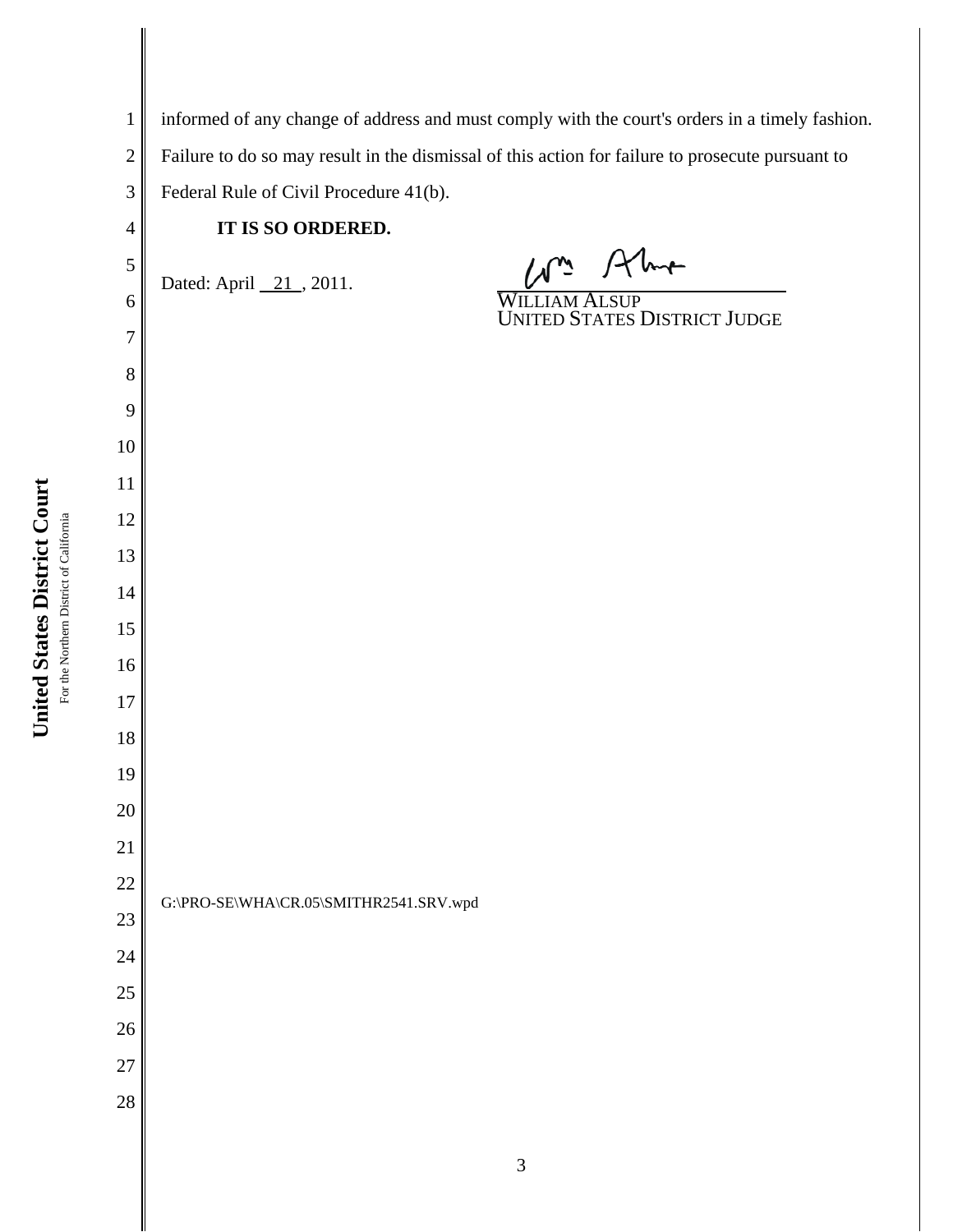informed of any change of address and must comply with the court's orders in a timely fashion. Failure to do so may result in the dismissal of this action for failure to prosecute pursuant to Federal Rule of Civil Procedure 41(b).

**IT IS SO ORDERED.**

Dated: April 21 , 2011.

WILLIAM ALSUP
UNITED STATES DISTRICT JUDGE

G:\PRO-SE\WHA\CR.05\SMITHR2541.SRV.wpd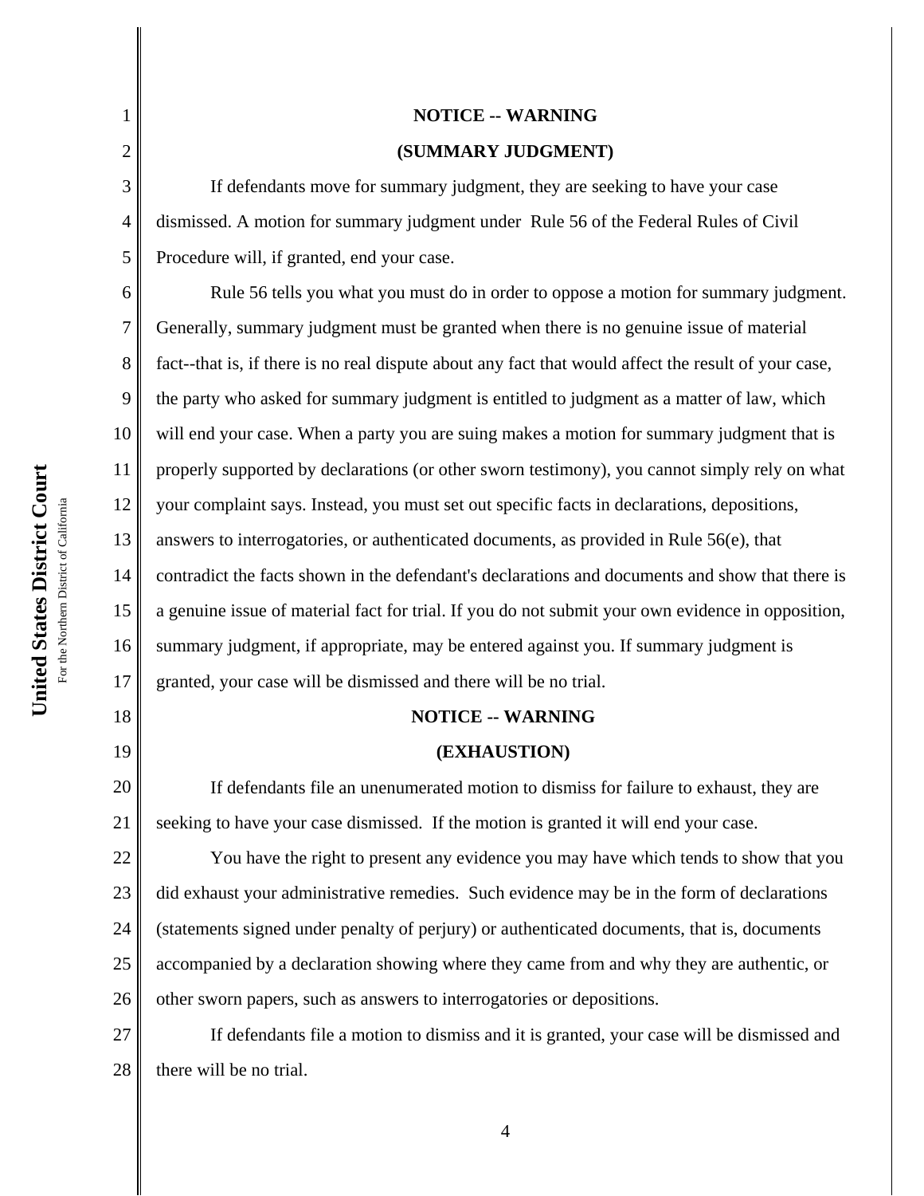**NOTICE -- WARNING**

**(SUMMARY JUDGMENT)**

If defendants move for summary judgment, they are seeking to have your case dismissed. A motion for summary judgment under Rule 56 of the Federal Rules of Civil Procedure will, if granted, end your case.

Rule 56 tells you what you must do in order to oppose a motion for summary judgment. Generally, summary judgment must be granted when there is no genuine issue of material fact--that is, if there is no real dispute about any fact that would affect the result of your case, the party who asked for summary judgment is entitled to judgment as a matter of law, which will end your case. When a party you are suing makes a motion for summary judgment that is properly supported by declarations (or other sworn testimony), you cannot simply rely on what your complaint says. Instead, you must set out specific facts in declarations, depositions, answers to interrogatories, or authenticated documents, as provided in Rule 56(e), that contradict the facts shown in the defendant's declarations and documents and show that there is a genuine issue of material fact for trial. If you do not submit your own evidence in opposition, summary judgment, if appropriate, may be entered against you. If summary judgment is granted, your case will be dismissed and there will be no trial.

**NOTICE -- WARNING**

**(EXHAUSTION)**

If defendants file an unenumerated motion to dismiss for failure to exhaust, they are seeking to have your case dismissed. If the motion is granted it will end your case.

You have the right to present any evidence you may have which tends to show that you did exhaust your administrative remedies. Such evidence may be in the form of declarations (statements signed under penalty of perjury) or authenticated documents, that is, documents accompanied by a declaration showing where they came from and why they are authentic, or other sworn papers, such as answers to interrogatories or depositions.

If defendants file a motion to dismiss and it is granted, your case will be dismissed and there will be no trial.